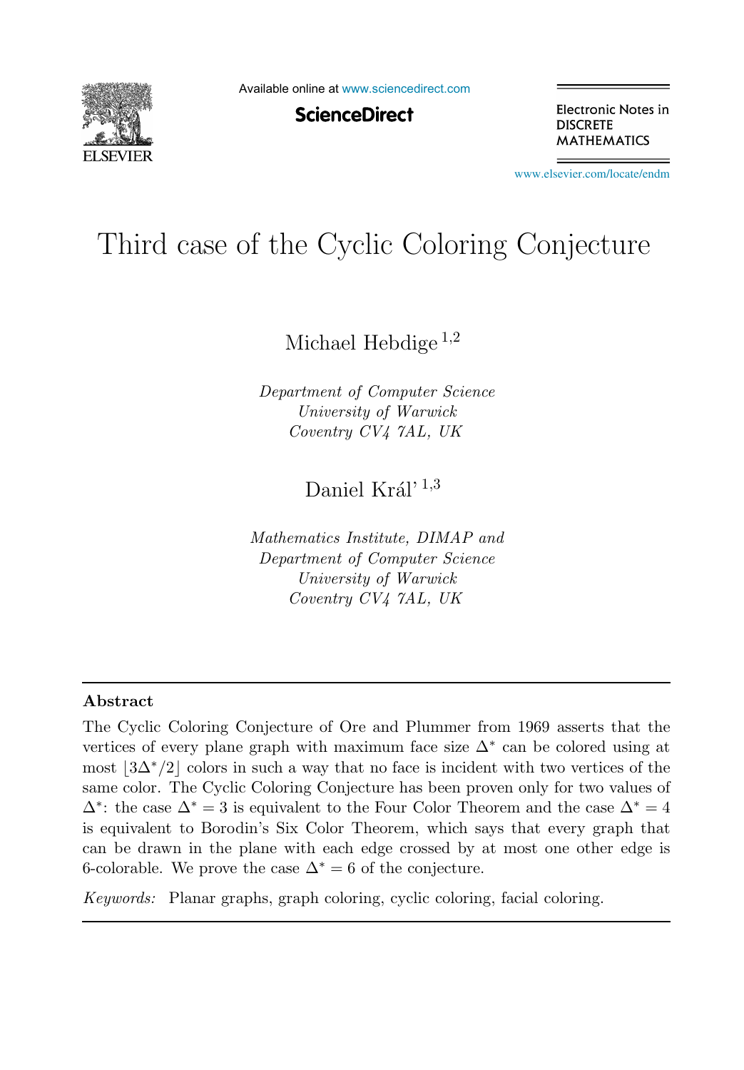# Third case of the Cyclic Coloring Conjecture

Michael Hebdige [1,2]

*Department of Computer Science*
*University of Warwick*
*Coventry CV4 7AL, UK*

Daniel Kráľ [1,3]

*Mathematics Institute, DIMAP and*
*Department of Computer Science*
*University of Warwick*
*Coventry CV4 7AL, UK*

## Abstract

The Cyclic Coloring Conjecture of Ore and Plummer from 1969 asserts that the vertices of every plane graph with maximum face size $\Delta^*$ can be colored using at most $\lfloor 3\Delta^*/2 \rfloor$ colors in such a way that no face is incident with two vertices of the same color. The Cyclic Coloring Conjecture has been proven only for two values of $\Delta^*$: the case $\Delta^* = 3$ is equivalent to the Four Color Theorem and the case $\Delta^* = 4$ is equivalent to Borodin's Six Color Theorem, which says that every graph that can be drawn in the plane with each edge crossed by at most one other edge is 6-colorable. We prove the case $\Delta^* = 6$ of the conjecture.

*Keywords:* Planar graphs, graph coloring, cyclic coloring, facial coloring.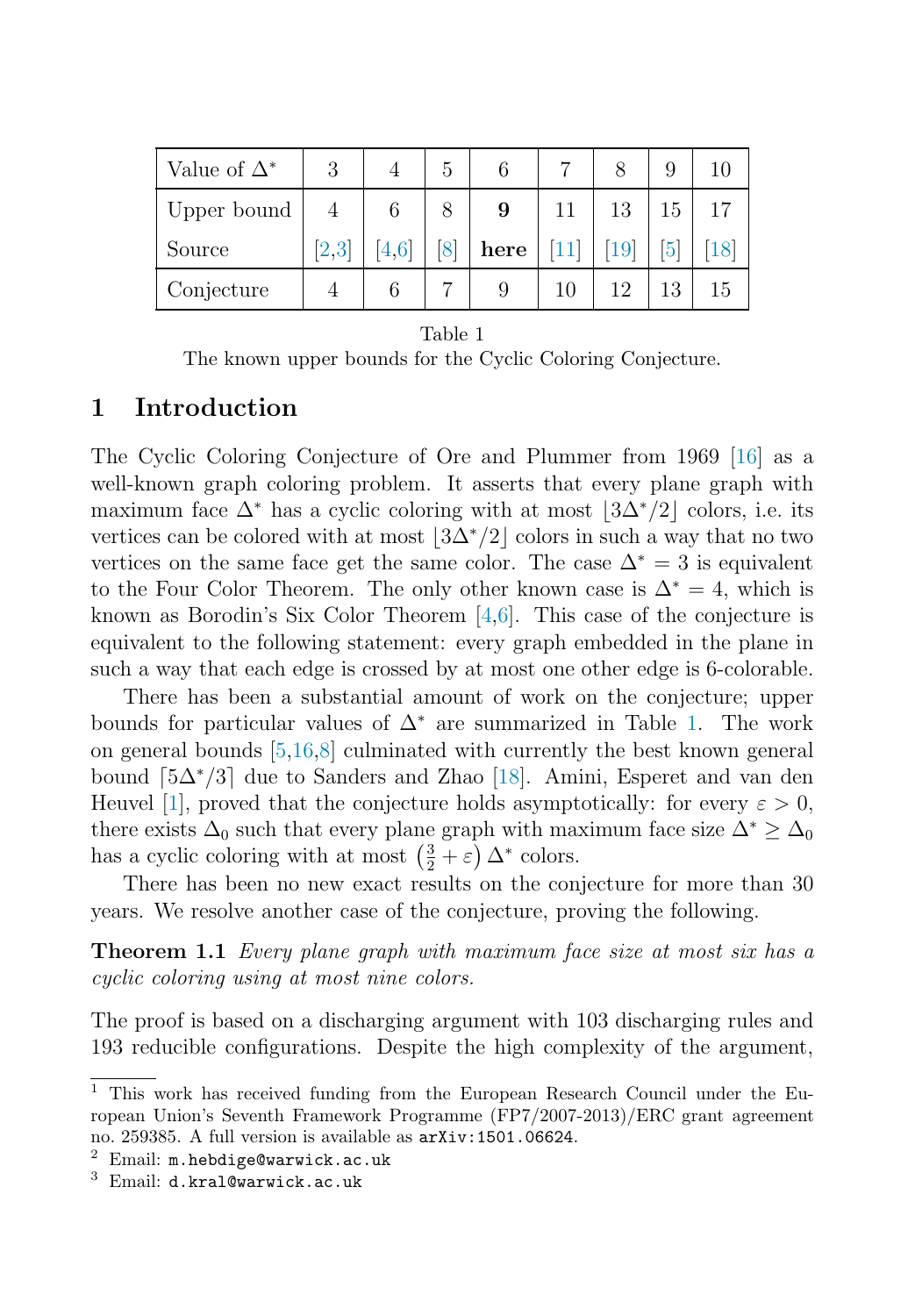| Value of $\Delta^*$ | 3 | 4 | 5 | 6 | 7 | 8 | 9 | 10 |
|---|---|---|---|---|---|---|---|---|
| Upper bound | 4 | 6 | 8 | **9** | 11 | 13 | 15 | 17 |
| Source | [2,3] | [4,6] | [8] | **here** | [11] | [19] | [5] | [18] |
| Conjecture | 4 | 6 | 7 | 9 | 10 | 12 | 13 | 15 |

Table 1
The known upper bounds for the Cyclic Coloring Conjecture.

## 1 Introduction

The Cyclic Coloring Conjecture of Ore and Plummer from 1969 [16] as a well-known graph coloring problem. It asserts that every plane graph with maximum face $\Delta^*$ has a cyclic coloring with at most $\lfloor 3\Delta^*/2 \rfloor$ colors, i.e. its vertices can be colored with at most $\lfloor 3\Delta^*/2 \rfloor$ colors in such a way that no two vertices on the same face get the same color. The case $\Delta^* = 3$ is equivalent to the Four Color Theorem. The only other known case is $\Delta^* = 4$, which is known as Borodin's Six Color Theorem [4,6]. This case of the conjecture is equivalent to the following statement: every graph embedded in the plane in such a way that each edge is crossed by at most one other edge is 6-colorable.

There has been a substantial amount of work on the conjecture; upper bounds for particular values of $\Delta^*$ are summarized in Table 1. The work on general bounds [5,16,8] culminated with currently the best known general bound $\lceil 5\Delta^*/3 \rceil$ due to Sanders and Zhao [18]. Amini, Esperet and van den Heuvel [1], proved that the conjecture holds asymptotically: for every $\varepsilon > 0$, there exists $\Delta_0$ such that every plane graph with maximum face size $\Delta^* \geq \Delta_0$ has a cyclic coloring with at most $\left(\frac{3}{2} + \varepsilon\right)\Delta^*$ colors.

There has been no new exact results on the conjecture for more than 30 years. We resolve another case of the conjecture, proving the following.

**Theorem 1.1** *Every plane graph with maximum face size at most six has a cyclic coloring using at most nine colors.*

The proof is based on a discharging argument with 103 discharging rules and 193 reducible configurations. Despite the high complexity of the argument,

[1] This work has received funding from the European Research Council under the European Union's Seventh Framework Programme (FP7/2007-2013)/ERC grant agreement no. 259385. A full version is available as `arXiv:1501.06624`.

[2] Email: `m.hebdige@warwick.ac.uk`

[3] Email: `d.kral@warwick.ac.uk`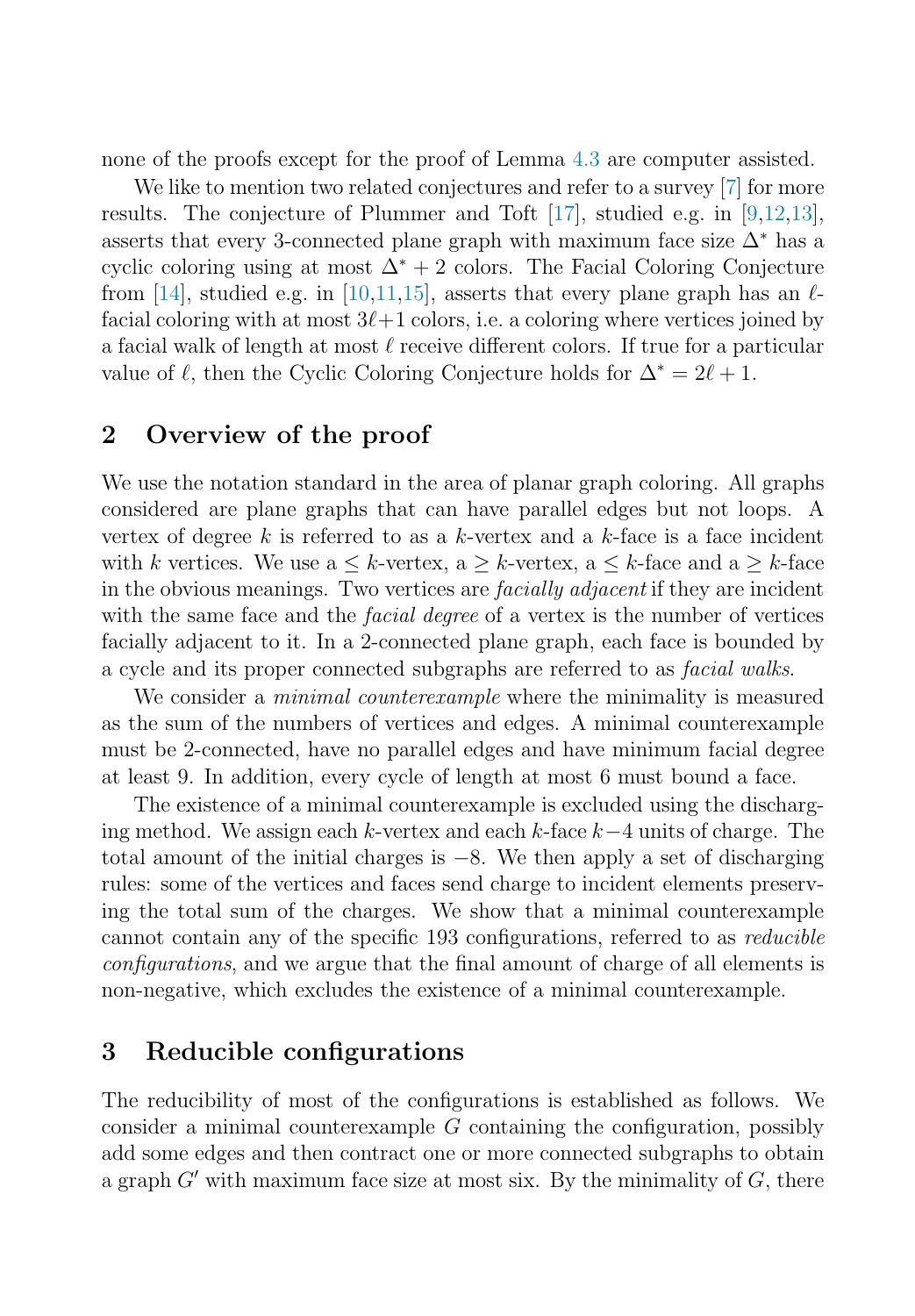none of the proofs except for the proof of Lemma 4.3 are computer assisted.

We like to mention two related conjectures and refer to a survey [7] for more results. The conjecture of Plummer and Toft [17], studied e.g. in [9,12,13], asserts that every 3-connected plane graph with maximum face size $\Delta^*$ has a cyclic coloring using at most $\Delta^* + 2$ colors. The Facial Coloring Conjecture from [14], studied e.g. in [10,11,15], asserts that every plane graph has an $\ell$-facial coloring with at most $3\ell+1$ colors, i.e. a coloring where vertices joined by a facial walk of length at most $\ell$ receive different colors. If true for a particular value of $\ell$, then the Cyclic Coloring Conjecture holds for $\Delta^* = 2\ell + 1$.

## 2 Overview of the proof

We use the notation standard in the area of planar graph coloring. All graphs considered are plane graphs that can have parallel edges but not loops. A vertex of degree $k$ is referred to as a $k$-vertex and a $k$-face is a face incident with $k$ vertices. We use a $\leq k$-vertex, a $\geq k$-vertex, a $\leq k$-face and a $\geq k$-face in the obvious meanings. Two vertices are *facially adjacent* if they are incident with the same face and the *facial degree* of a vertex is the number of vertices facially adjacent to it. In a 2-connected plane graph, each face is bounded by a cycle and its proper connected subgraphs are referred to as *facial walks*.

We consider a *minimal counterexample* where the minimality is measured as the sum of the numbers of vertices and edges. A minimal counterexample must be 2-connected, have no parallel edges and have minimum facial degree at least 9. In addition, every cycle of length at most 6 must bound a face.

The existence of a minimal counterexample is excluded using the discharging method. We assign each $k$-vertex and each $k$-face $k-4$ units of charge. The total amount of the initial charges is $-8$. We then apply a set of discharging rules: some of the vertices and faces send charge to incident elements preserving the total sum of the charges. We show that a minimal counterexample cannot contain any of the specific 193 configurations, referred to as *reducible configurations*, and we argue that the final amount of charge of all elements is non-negative, which excludes the existence of a minimal counterexample.

## 3 Reducible configurations

The reducibility of most of the configurations is established as follows. We consider a minimal counterexample $G$ containing the configuration, possibly add some edges and then contract one or more connected subgraphs to obtain a graph $G'$ with maximum face size at most six. By the minimality of $G$, there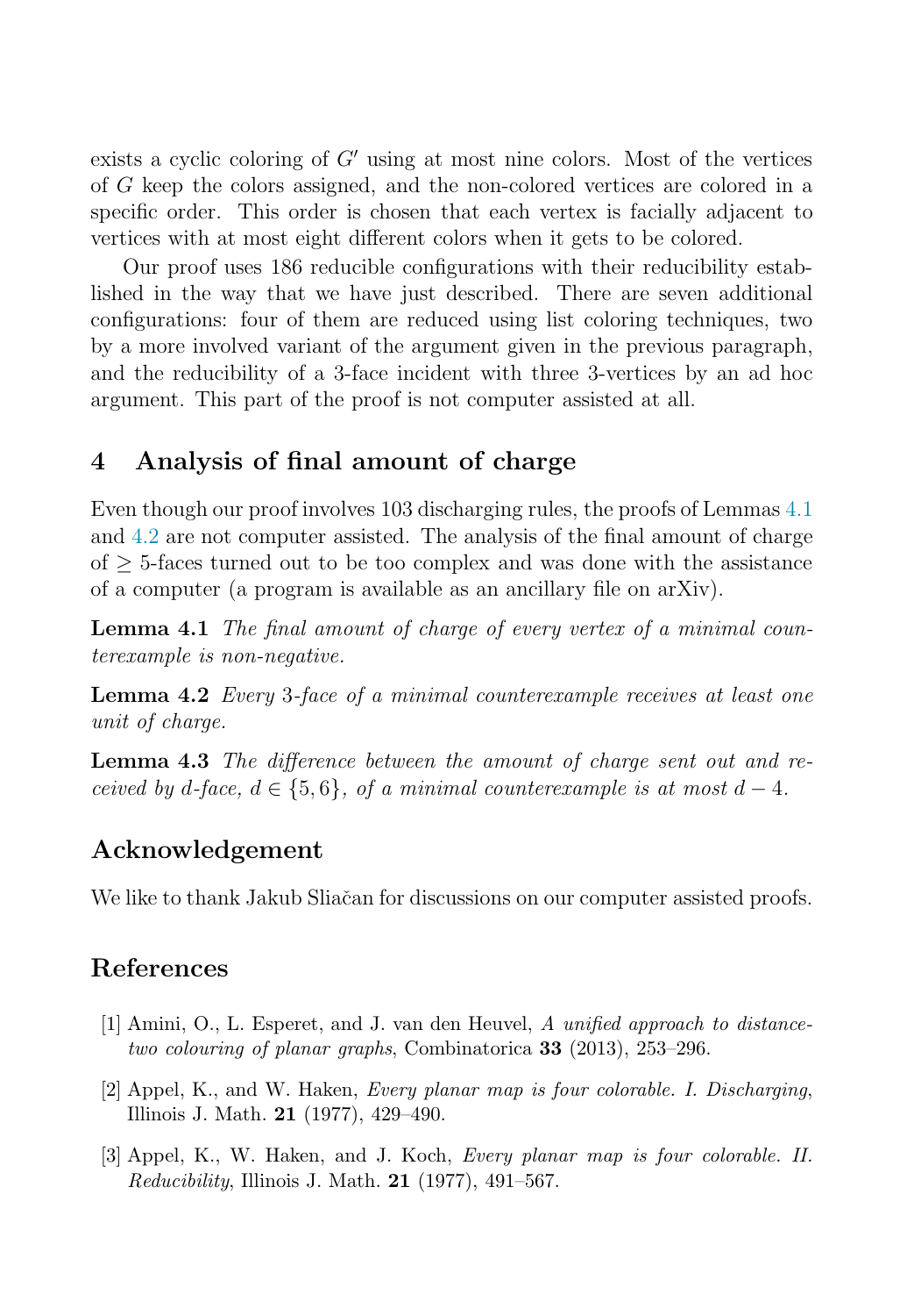exists a cyclic coloring of $G'$ using at most nine colors. Most of the vertices of $G$ keep the colors assigned, and the non-colored vertices are colored in a specific order. This order is chosen that each vertex is facially adjacent to vertices with at most eight different colors when it gets to be colored.

Our proof uses 186 reducible configurations with their reducibility established in the way that we have just described. There are seven additional configurations: four of them are reduced using list coloring techniques, two by a more involved variant of the argument given in the previous paragraph, and the reducibility of a 3-face incident with three 3-vertices by an ad hoc argument. This part of the proof is not computer assisted at all.

## 4 Analysis of final amount of charge

Even though our proof involves 103 discharging rules, the proofs of Lemmas 4.1 and 4.2 are not computer assisted. The analysis of the final amount of charge of $\geq 5$-faces turned out to be too complex and was done with the assistance of a computer (a program is available as an ancillary file on arXiv).

**Lemma 4.1** *The final amount of charge of every vertex of a minimal counterexample is non-negative.*

**Lemma 4.2** *Every 3-face of a minimal counterexample receives at least one unit of charge.*

**Lemma 4.3** *The difference between the amount of charge sent out and received by $d$-face, $d \in \{5, 6\}$, of a minimal counterexample is at most $d - 4$.*

## Acknowledgement

We like to thank Jakub Sliačan for discussions on our computer assisted proofs.

## References

[1] Amini, O., L. Esperet, and J. van den Heuvel, *A unified approach to distance-two colouring of planar graphs*, Combinatorica **33** (2013), 253–296.

[2] Appel, K., and W. Haken, *Every planar map is four colorable. I. Discharging*, Illinois J. Math. **21** (1977), 429–490.

[3] Appel, K., W. Haken, and J. Koch, *Every planar map is four colorable. II. Reducibility*, Illinois J. Math. **21** (1977), 491–567.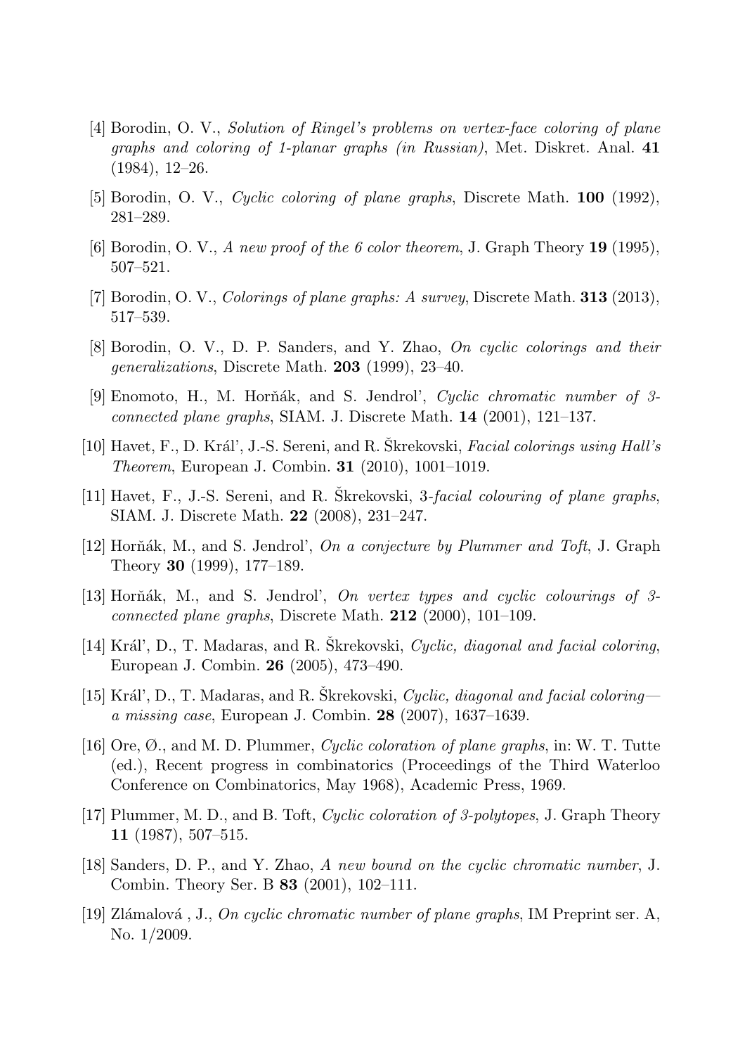[4] Borodin, O. V., *Solution of Ringel's problems on vertex-face coloring of plane graphs and coloring of 1-planar graphs (in Russian)*, Met. Diskret. Anal. **41** (1984), 12–26.

[5] Borodin, O. V., *Cyclic coloring of plane graphs*, Discrete Math. **100** (1992), 281–289.

[6] Borodin, O. V., *A new proof of the 6 color theorem*, J. Graph Theory **19** (1995), 507–521.

[7] Borodin, O. V., *Colorings of plane graphs: A survey*, Discrete Math. **313** (2013), 517–539.

[8] Borodin, O. V., D. P. Sanders, and Y. Zhao, *On cyclic colorings and their generalizations*, Discrete Math. **203** (1999), 23–40.

[9] Enomoto, H., M. Horňák, and S. Jendrol', *Cyclic chromatic number of 3-connected plane graphs*, SIAM. J. Discrete Math. **14** (2001), 121–137.

[10] Havet, F., D. Král', J.-S. Sereni, and R. Škrekovski, *Facial colorings using Hall's Theorem*, European J. Combin. **31** (2010), 1001–1019.

[11] Havet, F., J.-S. Sereni, and R. Škrekovski, 3*-facial colouring of plane graphs*, SIAM. J. Discrete Math. **22** (2008), 231–247.

[12] Horňák, M., and S. Jendrol', *On a conjecture by Plummer and Toft*, J. Graph Theory **30** (1999), 177–189.

[13] Horňák, M., and S. Jendrol', *On vertex types and cyclic colourings of 3-connected plane graphs*, Discrete Math. **212** (2000), 101–109.

[14] Král', D., T. Madaras, and R. Škrekovski, *Cyclic, diagonal and facial coloring*, European J. Combin. **26** (2005), 473–490.

[15] Král', D., T. Madaras, and R. Škrekovski, *Cyclic, diagonal and facial coloring—a missing case*, European J. Combin. **28** (2007), 1637–1639.

[16] Ore, Ø., and M. D. Plummer, *Cyclic coloration of plane graphs*, in: W. T. Tutte (ed.), Recent progress in combinatorics (Proceedings of the Third Waterloo Conference on Combinatorics, May 1968), Academic Press, 1969.

[17] Plummer, M. D., and B. Toft, *Cyclic coloration of 3-polytopes*, J. Graph Theory **11** (1987), 507–515.

[18] Sanders, D. P., and Y. Zhao, *A new bound on the cyclic chromatic number*, J. Combin. Theory Ser. B **83** (2001), 102–111.

[19] Zlámalová , J., *On cyclic chromatic number of plane graphs*, IM Preprint ser. A, No. 1/2009.